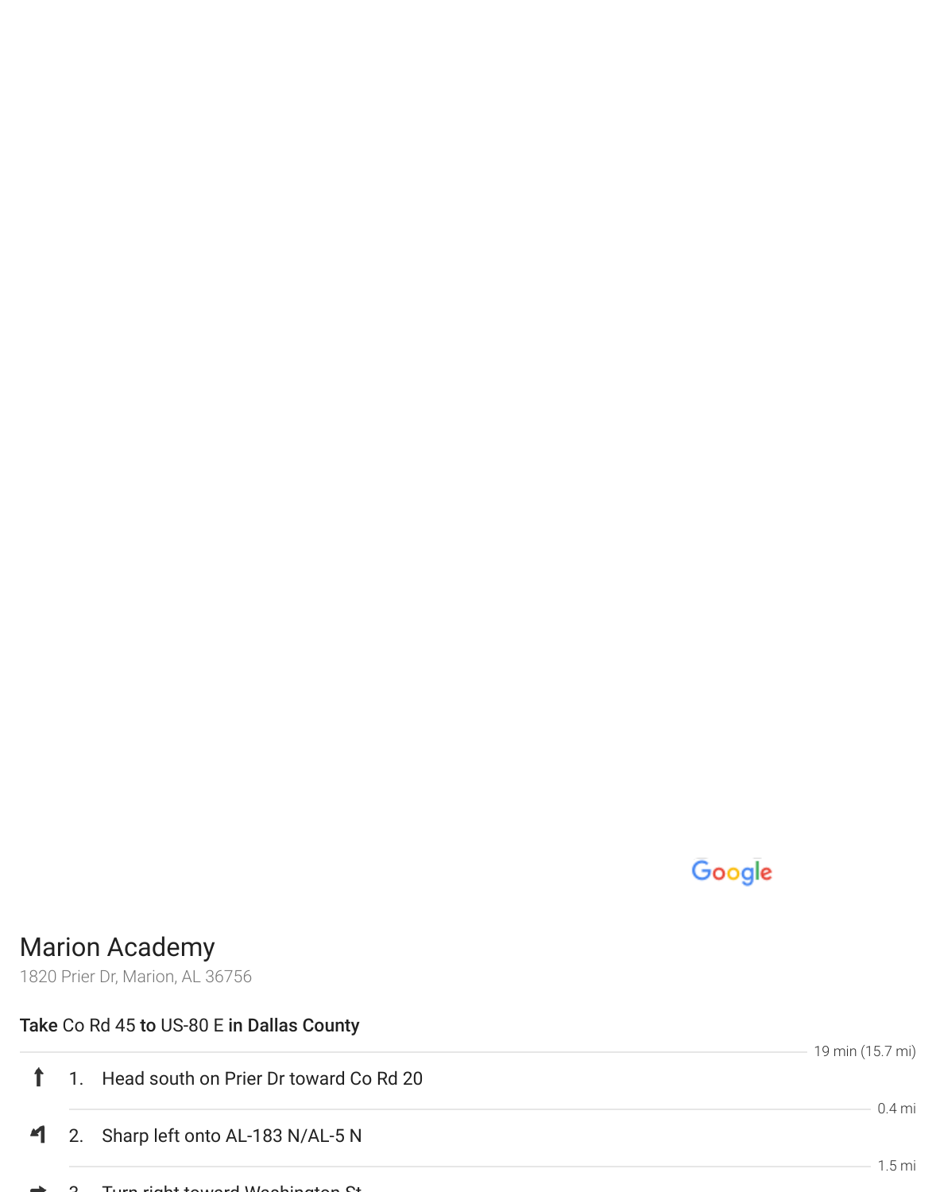# Marion Academy

1820 Prier Dr, Marion, AL 36756

**Take** Co Rd 45 **to** US-80 E **in Dallas County**

19 min (15.7 mi)

1. Head south on Prier Dr toward Co Rd 20

   0.4 mi

2. Sharp left onto AL-183 N/AL-5 N

   1.5 mi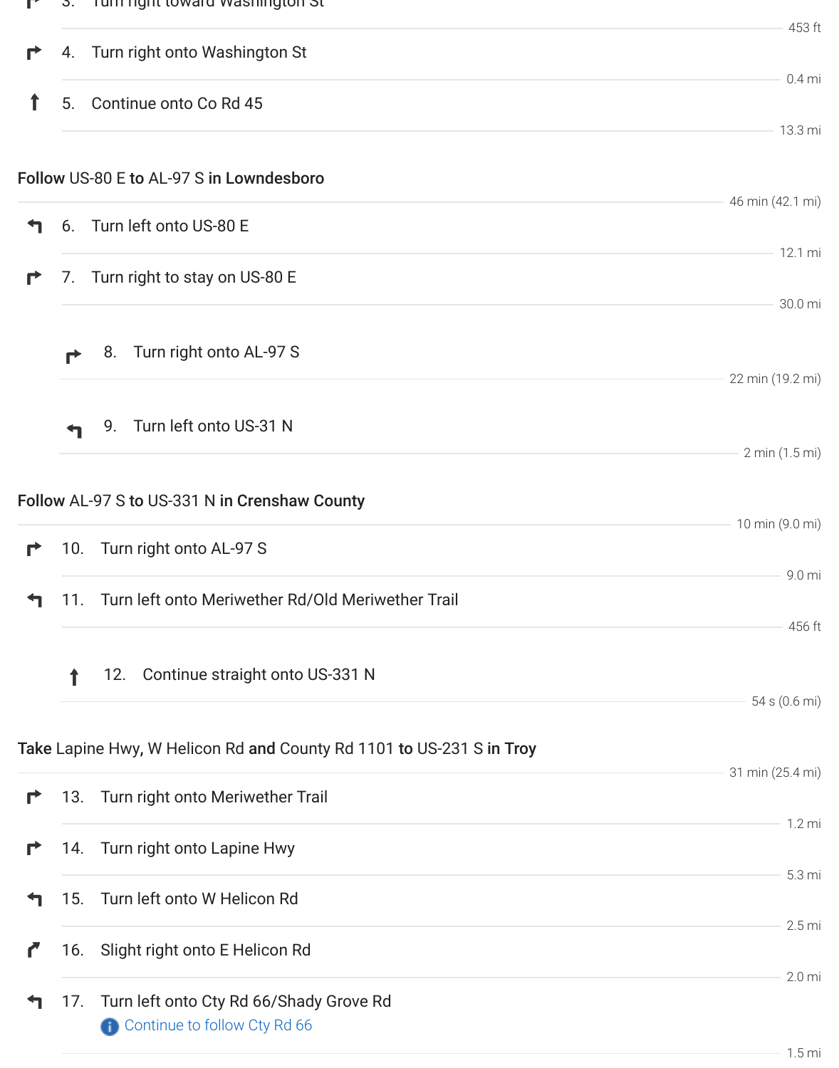3. Turn right toward Washington St

453 ft

4. Turn right onto Washington St

0.4 mi

5. Continue onto Co Rd 45

13.3 mi

**Follow** US-80 E **to** AL-97 S **in Lowndesboro**

46 min (42.1 mi)

6. Turn left onto US-80 E

12.1 mi

7. Turn right to stay on US-80 E

30.0 mi

8. Turn right onto AL-97 S

22 min (19.2 mi)

9. Turn left onto US-31 N

2 min (1.5 mi)

**Follow** AL-97 S **to** US-331 N **in Crenshaw County**

10 min (9.0 mi)

10. Turn right onto AL-97 S

9.0 mi

11. Turn left onto Meriwether Rd/Old Meriwether Trail

456 ft

12. Continue straight onto US-331 N

54 s (0.6 mi)

**Take** Lapine Hwy, W Helicon Rd **and** County Rd 1101 **to** US-231 S **in Troy**

31 min (25.4 mi)

13. Turn right onto Meriwether Trail

1.2 mi

14. Turn right onto Lapine Hwy

5.3 mi

15. Turn left onto W Helicon Rd

2.5 mi

16. Slight right onto E Helicon Rd

2.0 mi

17. Turn left onto Cty Rd 66/Shady Grove Rd

Continue to follow Cty Rd 66

1.5 mi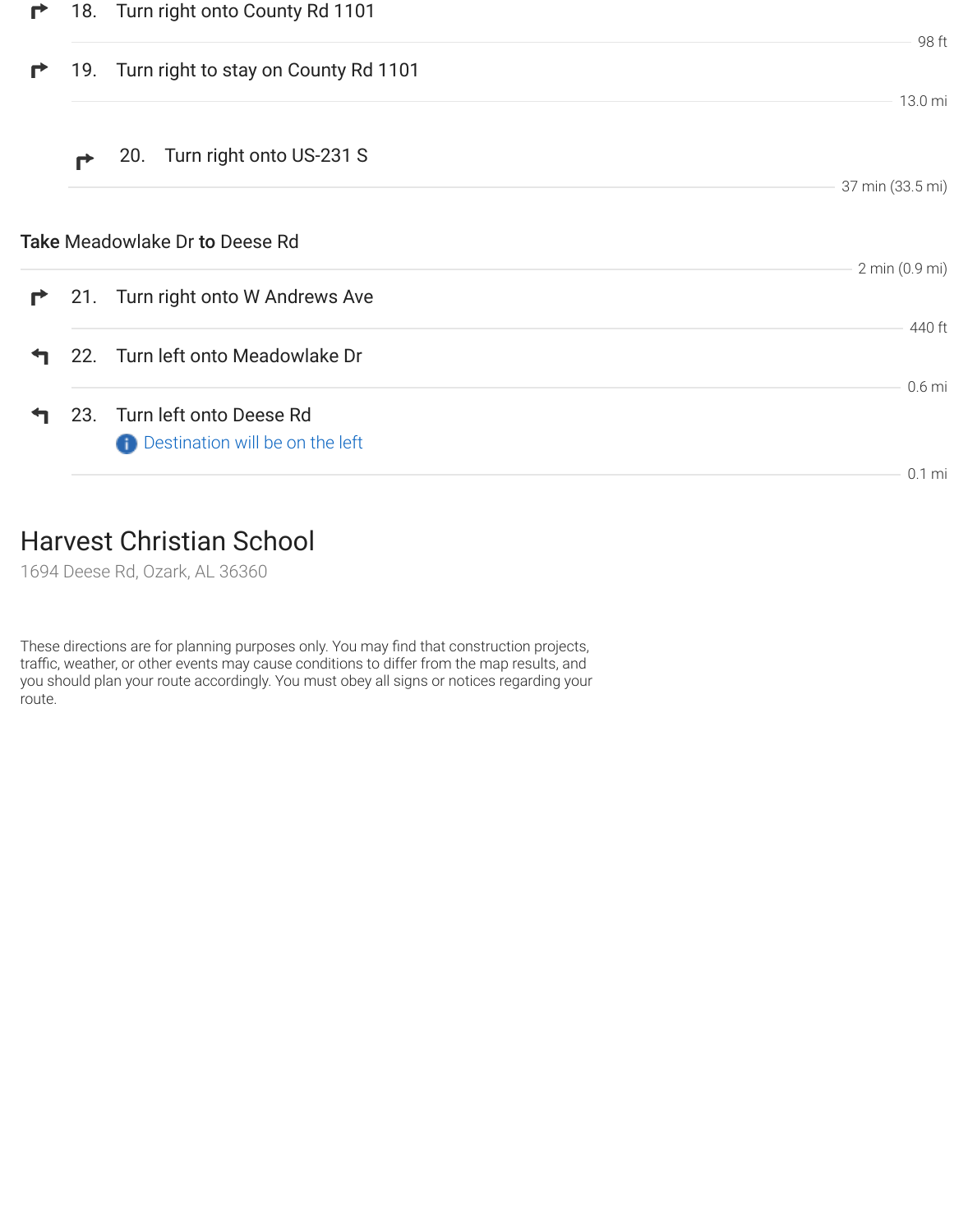18. Turn right onto County Rd 1101

98 ft

19. Turn right to stay on County Rd 1101

13.0 mi

20. Turn right onto US-231 S

37 min (33.5 mi)

**Take** Meadowlake Dr **to** Deese Rd

2 min (0.9 mi)

21. Turn right onto W Andrews Ave

440 ft

22. Turn left onto Meadowlake Dr

0.6 mi

23. Turn left onto Deese Rd

Destination will be on the left

0.1 mi

## Harvest Christian School

1694 Deese Rd, Ozark, AL 36360

These directions are for planning purposes only. You may find that construction projects, traffic, weather, or other events may cause conditions to differ from the map results, and you should plan your route accordingly. You must obey all signs or notices regarding your route.